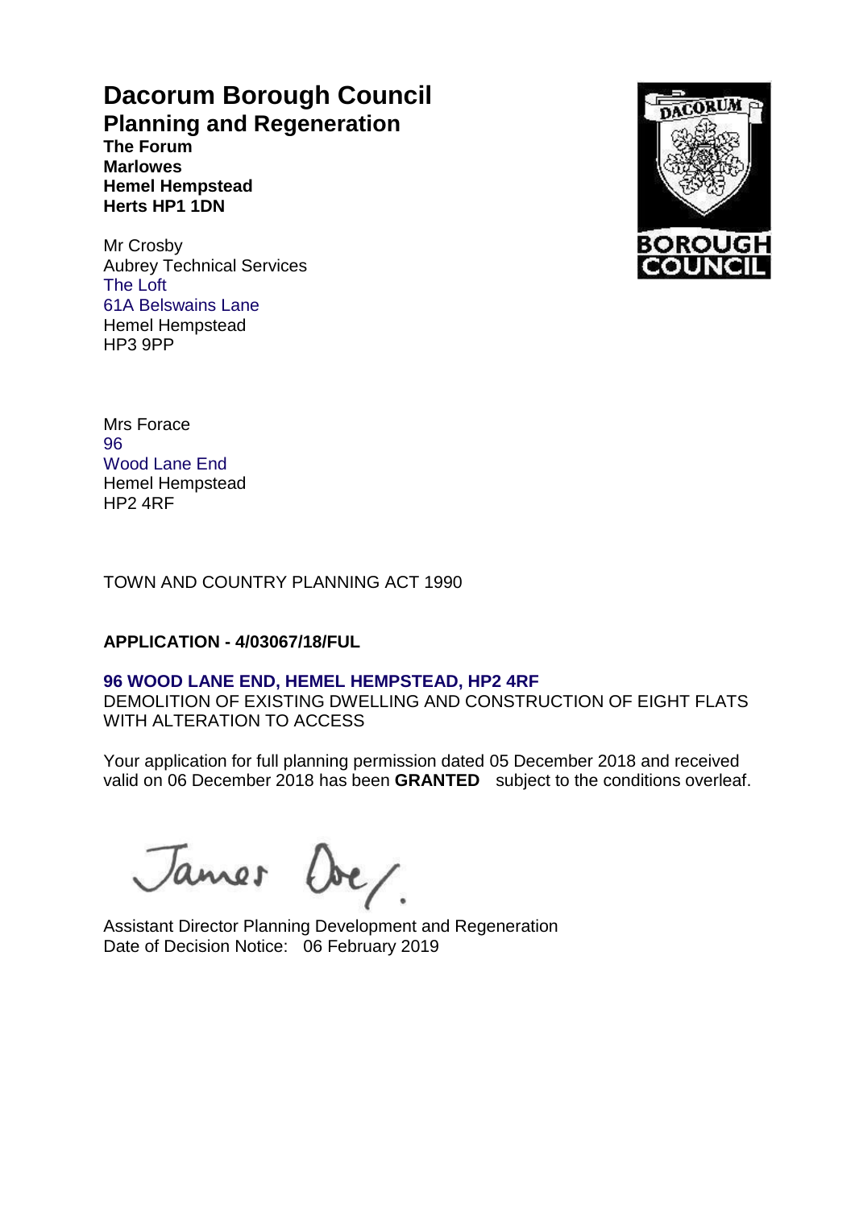# Dacorum Borough Council

## Planning and Regeneration

**The Forum**
**Marlowes**
**Hemel Hempstead**
**Herts HP1 1DN**

Mr Crosby
Aubrey Technical Services
The Loft
61A Belswains Lane
Hemel Hempstead
HP3 9PP

Mrs Forace
96
Wood Lane End
Hemel Hempstead
HP2 4RF

TOWN AND COUNTRY PLANNING ACT 1990

**APPLICATION - 4/03067/18/FUL**

**96 WOOD LANE END, HEMEL HEMPSTEAD, HP2 4RF**
DEMOLITION OF EXISTING DWELLING AND CONSTRUCTION OF EIGHT FLATS WITH ALTERATION TO ACCESS

Your application for full planning permission dated 05 December 2018 and received valid on 06 December 2018 has been **GRANTED** subject to the conditions overleaf.

James Doe

Assistant Director Planning Development and Regeneration
Date of Decision Notice: 06 February 2019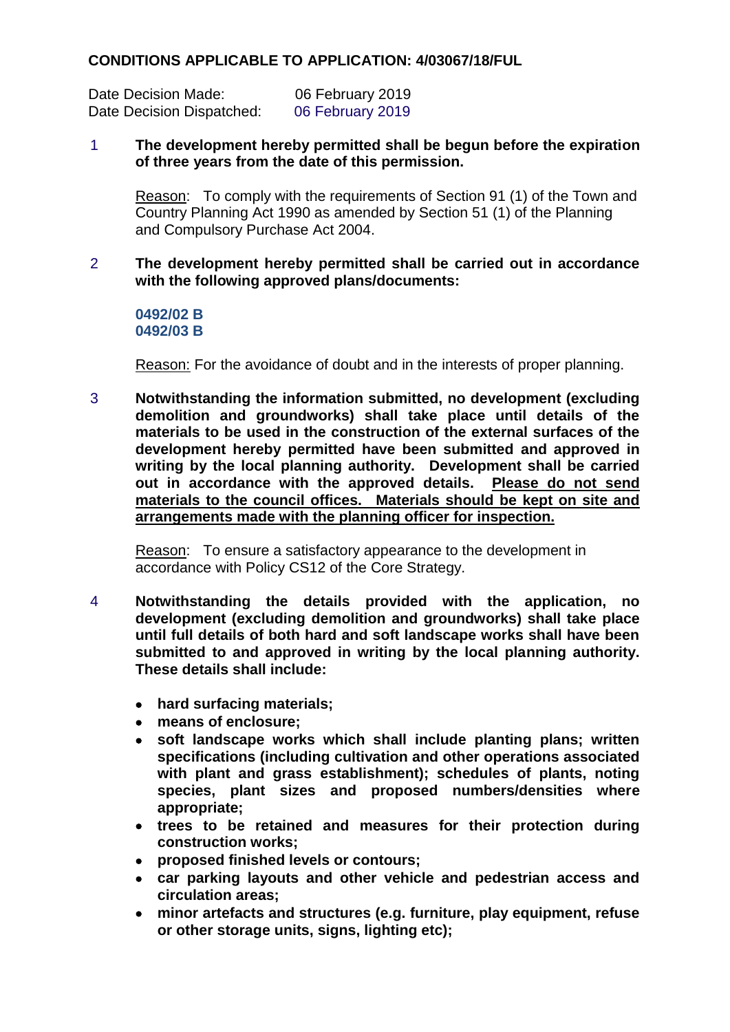**CONDITIONS APPLICABLE TO APPLICATION: 4/03067/18/FUL**

Date Decision Made: 06 February 2019
Date Decision Dispatched: 06 February 2019

1 **The development hereby permitted shall be begun before the expiration of three years from the date of this permission.**

Reason: To comply with the requirements of Section 91 (1) of the Town and Country Planning Act 1990 as amended by Section 51 (1) of the Planning and Compulsory Purchase Act 2004.

2 **The development hereby permitted shall be carried out in accordance with the following approved plans/documents:**

**0492/02 B**
**0492/03 B**

Reason: For the avoidance of doubt and in the interests of proper planning.

3 **Notwithstanding the information submitted, no development (excluding demolition and groundworks) shall take place until details of the materials to be used in the construction of the external surfaces of the development hereby permitted have been submitted and approved in writing by the local planning authority. Development shall be carried out in accordance with the approved details. Please do not send materials to the council offices. Materials should be kept on site and arrangements made with the planning officer for inspection.**

Reason: To ensure a satisfactory appearance to the development in accordance with Policy CS12 of the Core Strategy.

4 **Notwithstanding the details provided with the application, no development (excluding demolition and groundworks) shall take place until full details of both hard and soft landscape works shall have been submitted to and approved in writing by the local planning authority. These details shall include:**

- **hard surfacing materials;**
- **means of enclosure;**
- **soft landscape works which shall include planting plans; written specifications (including cultivation and other operations associated with plant and grass establishment); schedules of plants, noting species, plant sizes and proposed numbers/densities where appropriate;**
- **trees to be retained and measures for their protection during construction works;**
- **proposed finished levels or contours;**
- **car parking layouts and other vehicle and pedestrian access and circulation areas;**
- **minor artefacts and structures (e.g. furniture, play equipment, refuse or other storage units, signs, lighting etc);**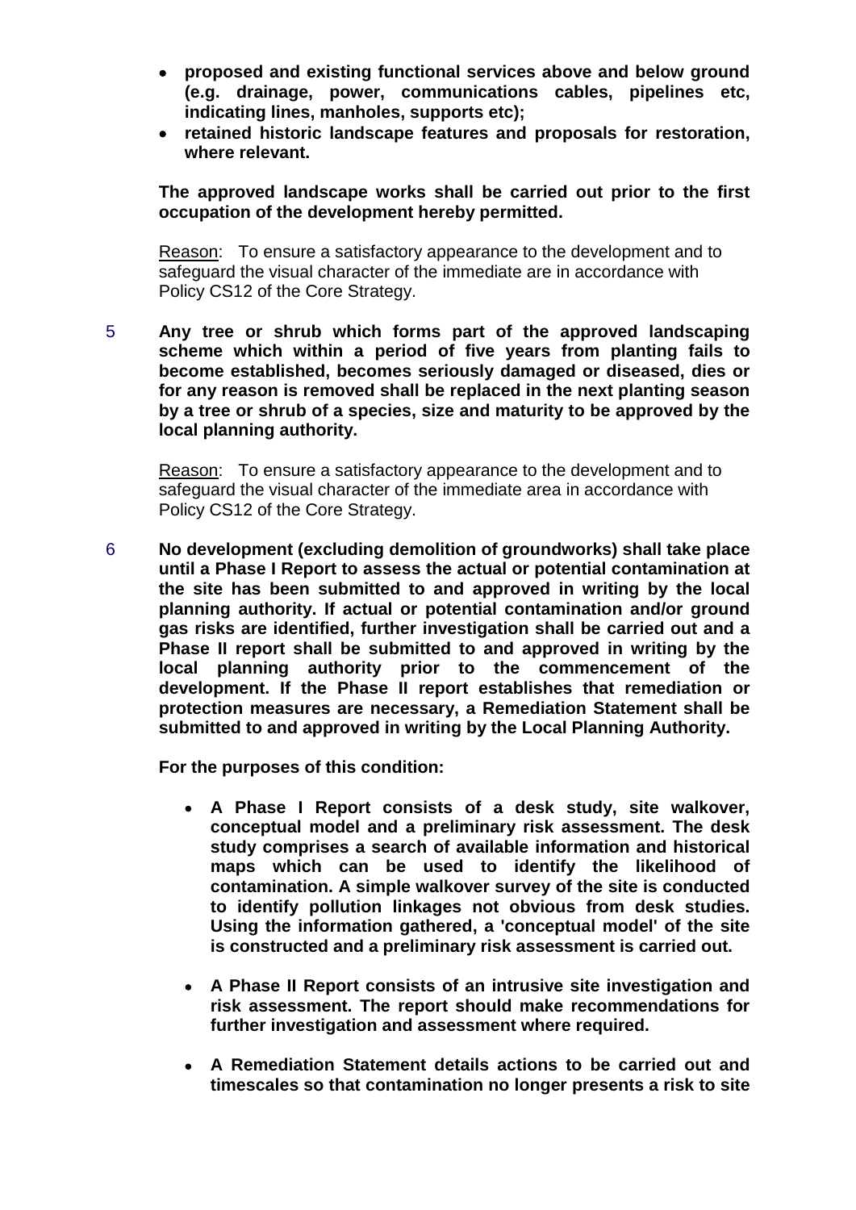- **proposed and existing functional services above and below ground (e.g. drainage, power, communications cables, pipelines etc, indicating lines, manholes, supports etc);**
- **retained historic landscape features and proposals for restoration, where relevant.**

**The approved landscape works shall be carried out prior to the first occupation of the development hereby permitted.**

Reason: To ensure a satisfactory appearance to the development and to safeguard the visual character of the immediate are in accordance with Policy CS12 of the Core Strategy.

5 **Any tree or shrub which forms part of the approved landscaping scheme which within a period of five years from planting fails to become established, becomes seriously damaged or diseased, dies or for any reason is removed shall be replaced in the next planting season by a tree or shrub of a species, size and maturity to be approved by the local planning authority.**

Reason: To ensure a satisfactory appearance to the development and to safeguard the visual character of the immediate area in accordance with Policy CS12 of the Core Strategy.

6 **No development (excluding demolition of groundworks) shall take place until a Phase I Report to assess the actual or potential contamination at the site has been submitted to and approved in writing by the local planning authority. If actual or potential contamination and/or ground gas risks are identified, further investigation shall be carried out and a Phase II report shall be submitted to and approved in writing by the local planning authority prior to the commencement of the development. If the Phase II report establishes that remediation or protection measures are necessary, a Remediation Statement shall be submitted to and approved in writing by the Local Planning Authority.**

**For the purposes of this condition:**

- **A Phase I Report consists of a desk study, site walkover, conceptual model and a preliminary risk assessment. The desk study comprises a search of available information and historical maps which can be used to identify the likelihood of contamination. A simple walkover survey of the site is conducted to identify pollution linkages not obvious from desk studies. Using the information gathered, a 'conceptual model' of the site is constructed and a preliminary risk assessment is carried out.**

- **A Phase II Report consists of an intrusive site investigation and risk assessment. The report should make recommendations for further investigation and assessment where required.**

- **A Remediation Statement details actions to be carried out and timescales so that contamination no longer presents a risk to site**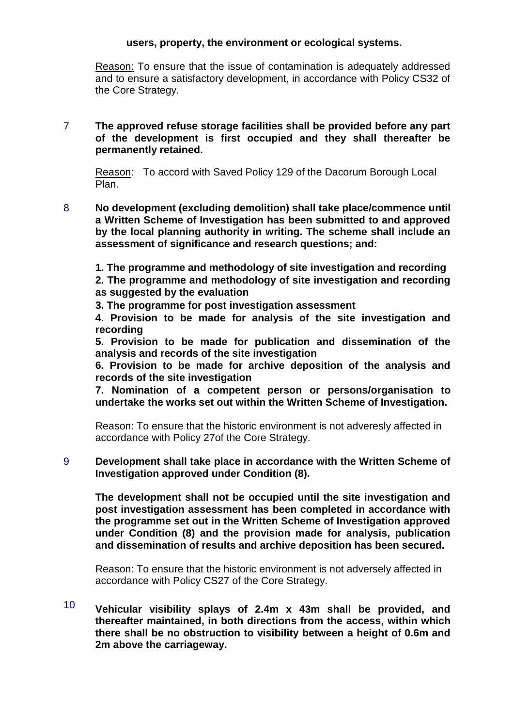**users, property, the environment or ecological systems.**

Reason: To ensure that the issue of contamination is adequately addressed and to ensure a satisfactory development, in accordance with Policy CS32 of the Core Strategy.

7 **The approved refuse storage facilities shall be provided before any part of the development is first occupied and they shall thereafter be permanently retained.**

Reason: To accord with Saved Policy 129 of the Dacorum Borough Local Plan.

8 **No development (excluding demolition) shall take place/commence until a Written Scheme of Investigation has been submitted to and approved by the local planning authority in writing. The scheme shall include an assessment of significance and research questions; and:**

**1. The programme and methodology of site investigation and recording**
**2. The programme and methodology of site investigation and recording as suggested by the evaluation**
**3. The programme for post investigation assessment**
**4. Provision to be made for analysis of the site investigation and recording**
**5. Provision to be made for publication and dissemination of the analysis and records of the site investigation**
**6. Provision to be made for archive deposition of the analysis and records of the site investigation**
**7. Nomination of a competent person or persons/organisation to undertake the works set out within the Written Scheme of Investigation.**

Reason: To ensure that the historic environment is not adveresly affected in accordance with Policy 27of the Core Strategy.

9 **Development shall take place in accordance with the Written Scheme of Investigation approved under Condition (8).**

**The development shall not be occupied until the site investigation and post investigation assessment has been completed in accordance with the programme set out in the Written Scheme of Investigation approved under Condition (8) and the provision made for analysis, publication and dissemination of results and archive deposition has been secured.**

Reason: To ensure that the historic environment is not adversely affected in accordance with Policy CS27 of the Core Strategy.

10 **Vehicular visibility splays of 2.4m x 43m shall be provided, and thereafter maintained, in both directions from the access, within which there shall be no obstruction to visibility between a height of 0.6m and 2m above the carriageway.**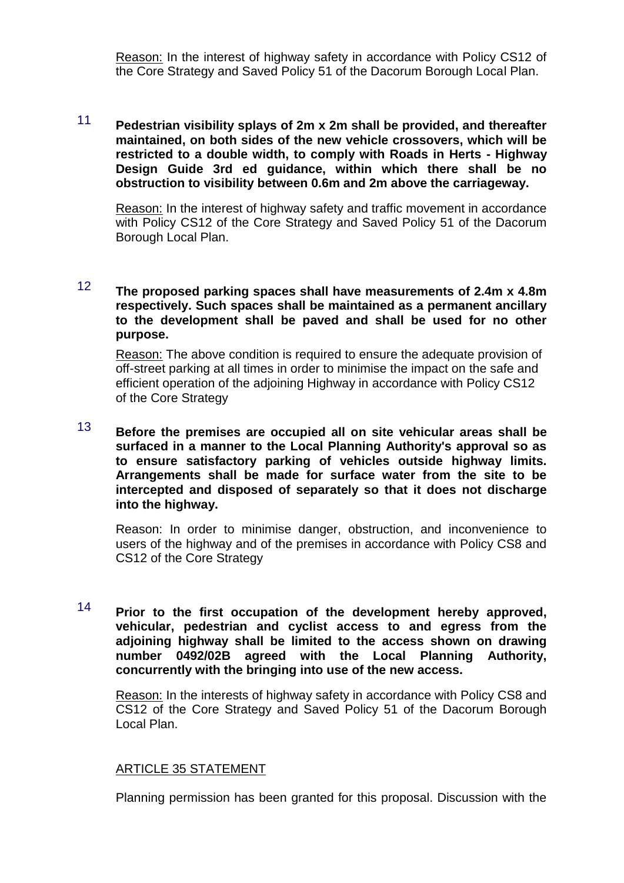<u>Reason:</u> In the interest of highway safety in accordance with Policy CS12 of the Core Strategy and Saved Policy 51 of the Dacorum Borough Local Plan.

11 **Pedestrian visibility splays of 2m x 2m shall be provided, and thereafter maintained, on both sides of the new vehicle crossovers, which will be restricted to a double width, to comply with Roads in Herts - Highway Design Guide 3rd ed guidance, within which there shall be no obstruction to visibility between 0.6m and 2m above the carriageway.**

<u>Reason:</u> In the interest of highway safety and traffic movement in accordance with Policy CS12 of the Core Strategy and Saved Policy 51 of the Dacorum Borough Local Plan.

12 **The proposed parking spaces shall have measurements of 2.4m x 4.8m respectively. Such spaces shall be maintained as a permanent ancillary to the development shall be paved and shall be used for no other purpose.**

<u>Reason:</u> The above condition is required to ensure the adequate provision of off-street parking at all times in order to minimise the impact on the safe and efficient operation of the adjoining Highway in accordance with Policy CS12 of the Core Strategy

13 **Before the premises are occupied all on site vehicular areas shall be surfaced in a manner to the Local Planning Authority's approval so as to ensure satisfactory parking of vehicles outside highway limits. Arrangements shall be made for surface water from the site to be intercepted and disposed of separately so that it does not discharge into the highway.**

Reason: In order to minimise danger, obstruction, and inconvenience to users of the highway and of the premises in accordance with Policy CS8 and CS12 of the Core Strategy

14 **Prior to the first occupation of the development hereby approved, vehicular, pedestrian and cyclist access to and egress from the adjoining highway shall be limited to the access shown on drawing number 0492/02B agreed with the Local Planning Authority, concurrently with the bringing into use of the new access.**

<u>Reason:</u> In the interests of highway safety in accordance with Policy CS8 and CS12 of the Core Strategy and Saved Policy 51 of the Dacorum Borough Local Plan.

<u>ARTICLE 35 STATEMENT</u>

Planning permission has been granted for this proposal. Discussion with the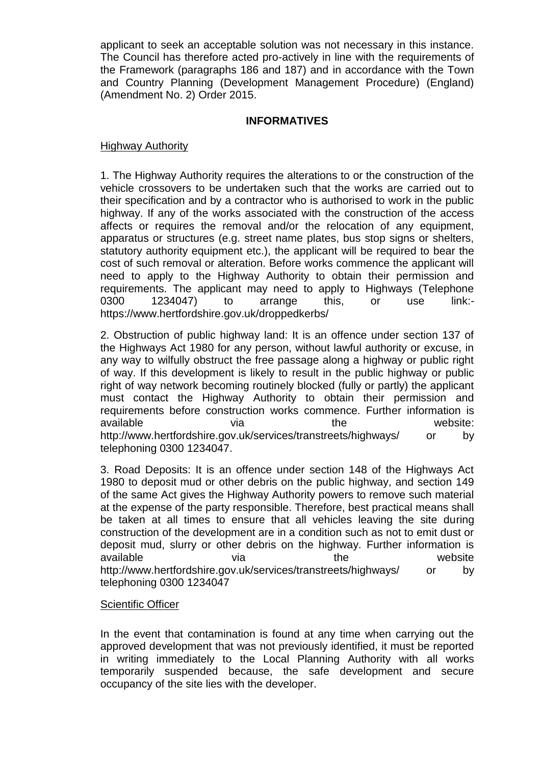applicant to seek an acceptable solution was not necessary in this instance. The Council has therefore acted pro-actively in line with the requirements of the Framework (paragraphs 186 and 187) and in accordance with the Town and Country Planning (Development Management Procedure) (England) (Amendment No. 2) Order 2015.

## INFORMATIVES

<u>Highway Authority</u>

1. The Highway Authority requires the alterations to or the construction of the vehicle crossovers to be undertaken such that the works are carried out to their specification and by a contractor who is authorised to work in the public highway. If any of the works associated with the construction of the access affects or requires the removal and/or the relocation of any equipment, apparatus or structures (e.g. street name plates, bus stop signs or shelters, statutory authority equipment etc.), the applicant will be required to bear the cost of such removal or alteration. Before works commence the applicant will need to apply to the Highway Authority to obtain their permission and requirements. The applicant may need to apply to Highways (Telephone 0300 1234047) to arrange this, or use link:- https://www.hertfordshire.gov.uk/droppedkerbs/

2. Obstruction of public highway land: It is an offence under section 137 of the Highways Act 1980 for any person, without lawful authority or excuse, in any way to wilfully obstruct the free passage along a highway or public right of way. If this development is likely to result in the public highway or public right of way network becoming routinely blocked (fully or partly) the applicant must contact the Highway Authority to obtain their permission and requirements before construction works commence. Further information is available via the website: http://www.hertfordshire.gov.uk/services/transtreets/highways/ or by telephoning 0300 1234047.

3. Road Deposits: It is an offence under section 148 of the Highways Act 1980 to deposit mud or other debris on the public highway, and section 149 of the same Act gives the Highway Authority powers to remove such material at the expense of the party responsible. Therefore, best practical means shall be taken at all times to ensure that all vehicles leaving the site during construction of the development are in a condition such as not to emit dust or deposit mud, slurry or other debris on the highway. Further information is available via the website http://www.hertfordshire.gov.uk/services/transtreets/highways/ or by telephoning 0300 1234047

<u>Scientific Officer</u>

In the event that contamination is found at any time when carrying out the approved development that was not previously identified, it must be reported in writing immediately to the Local Planning Authority with all works temporarily suspended because, the safe development and secure occupancy of the site lies with the developer.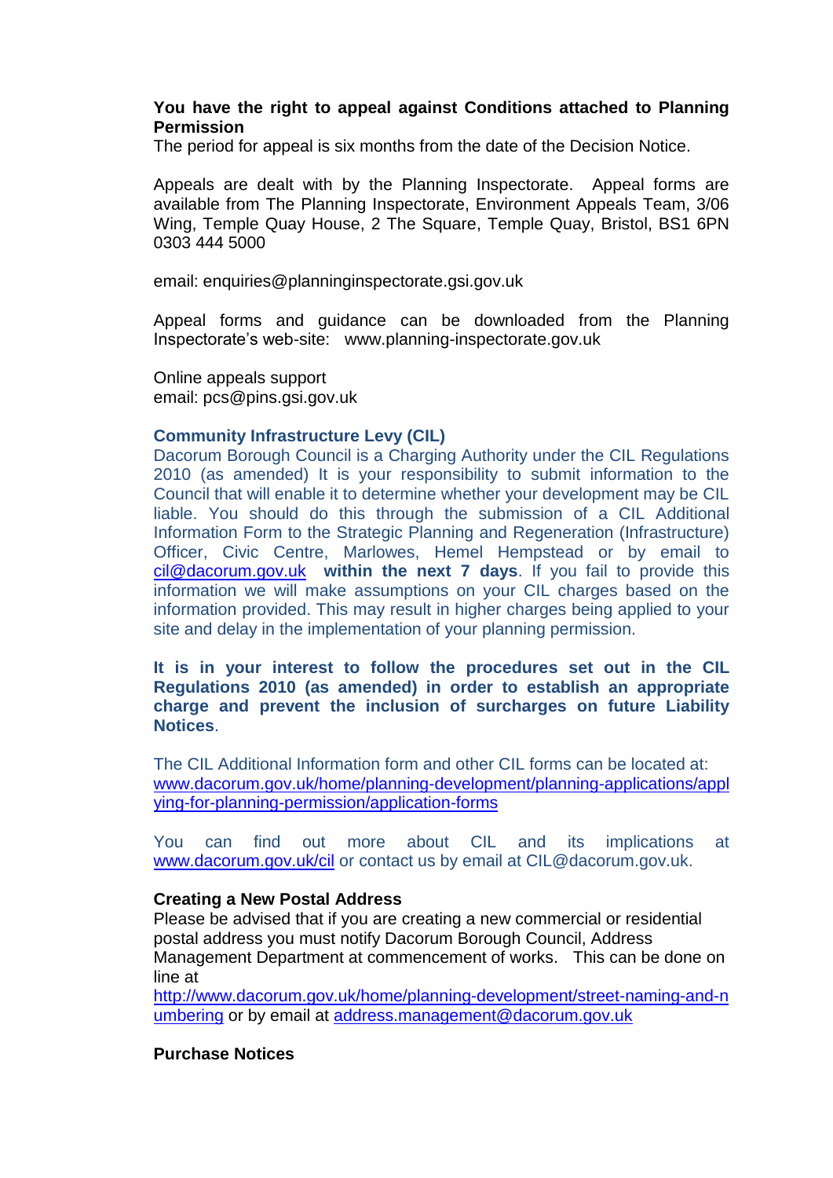**You have the right to appeal against Conditions attached to Planning Permission**
The period for appeal is six months from the date of the Decision Notice.

Appeals are dealt with by the Planning Inspectorate. Appeal forms are available from The Planning Inspectorate, Environment Appeals Team, 3/06 Wing, Temple Quay House, 2 The Square, Temple Quay, Bristol, BS1 6PN 0303 444 5000

email: enquiries@planninginspectorate.gsi.gov.uk

Appeal forms and guidance can be downloaded from the Planning Inspectorate's web-site: www.planning-inspectorate.gov.uk

Online appeals support
email: pcs@pins.gsi.gov.uk

**Community Infrastructure Levy (CIL)**
Dacorum Borough Council is a Charging Authority under the CIL Regulations 2010 (as amended) It is your responsibility to submit information to the Council that will enable it to determine whether your development may be CIL liable. You should do this through the submission of a CIL Additional Information Form to the Strategic Planning and Regeneration (Infrastructure) Officer, Civic Centre, Marlowes, Hemel Hempstead or by email to cil@dacorum.gov.uk **within the next 7 days**. If you fail to provide this information we will make assumptions on your CIL charges based on the information provided. This may result in higher charges being applied to your site and delay in the implementation of your planning permission.

**It is in your interest to follow the procedures set out in the CIL Regulations 2010 (as amended) in order to establish an appropriate charge and prevent the inclusion of surcharges on future Liability Notices**.

The CIL Additional Information form and other CIL forms can be located at: www.dacorum.gov.uk/home/planning-development/planning-applications/applying-for-planning-permission/application-forms

You can find out more about CIL and its implications at www.dacorum.gov.uk/cil or contact us by email at CIL@dacorum.gov.uk.

**Creating a New Postal Address**
Please be advised that if you are creating a new commercial or residential postal address you must notify Dacorum Borough Council, Address Management Department at commencement of works. This can be done on line at http://www.dacorum.gov.uk/home/planning-development/street-naming-and-numbering or by email at address.management@dacorum.gov.uk

**Purchase Notices**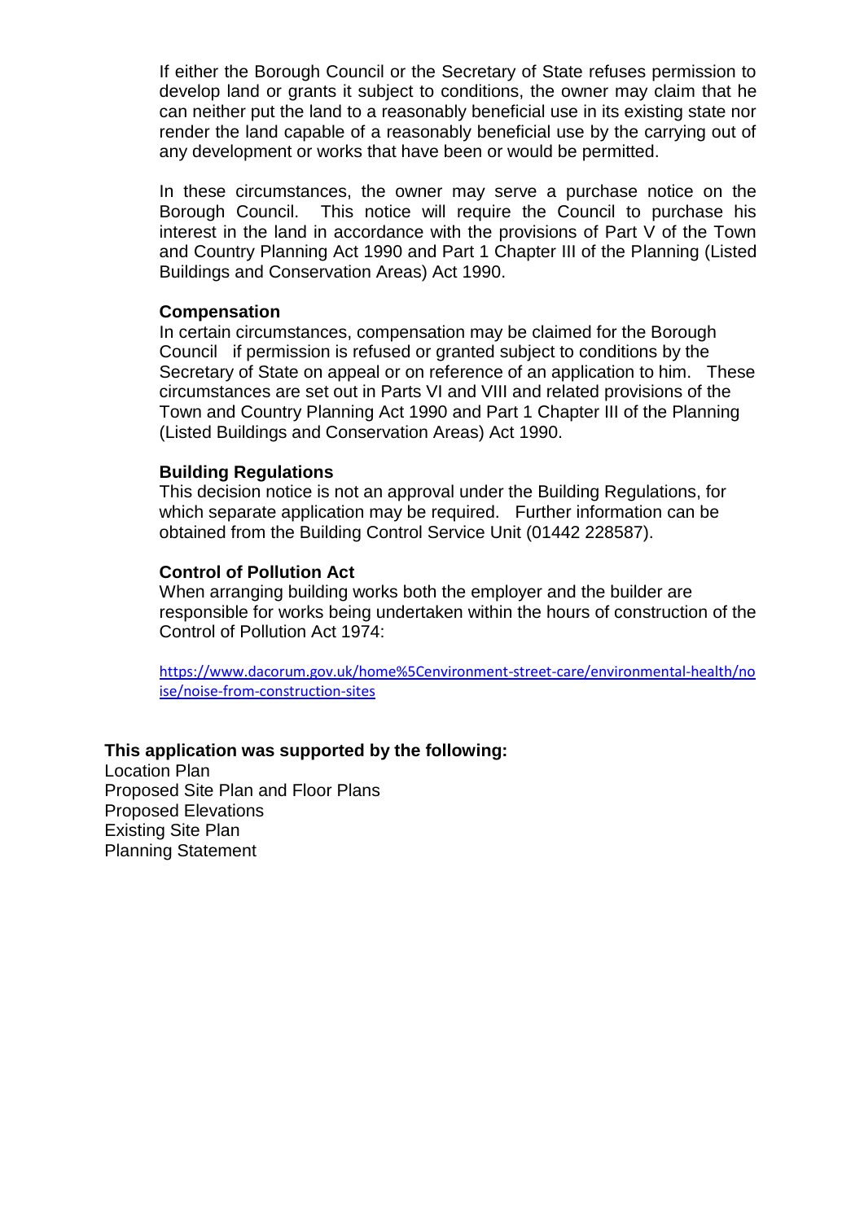If either the Borough Council or the Secretary of State refuses permission to develop land or grants it subject to conditions, the owner may claim that he can neither put the land to a reasonably beneficial use in its existing state nor render the land capable of a reasonably beneficial use by the carrying out of any development or works that have been or would be permitted.

In these circumstances, the owner may serve a purchase notice on the Borough Council. This notice will require the Council to purchase his interest in the land in accordance with the provisions of Part V of the Town and Country Planning Act 1990 and Part 1 Chapter III of the Planning (Listed Buildings and Conservation Areas) Act 1990.

**Compensation**
In certain circumstances, compensation may be claimed for the Borough Council if permission is refused or granted subject to conditions by the Secretary of State on appeal or on reference of an application to him. These circumstances are set out in Parts VI and VIII and related provisions of the Town and Country Planning Act 1990 and Part 1 Chapter III of the Planning (Listed Buildings and Conservation Areas) Act 1990.

**Building Regulations**
This decision notice is not an approval under the Building Regulations, for which separate application may be required. Further information can be obtained from the Building Control Service Unit (01442 228587).

**Control of Pollution Act**
When arranging building works both the employer and the builder are responsible for works being undertaken within the hours of construction of the Control of Pollution Act 1974:

https://www.dacorum.gov.uk/home%5Cenvironment-street-care/environmental-health/noise/noise-from-construction-sites

**This application was supported by the following:**
Location Plan
Proposed Site Plan and Floor Plans
Proposed Elevations
Existing Site Plan
Planning Statement